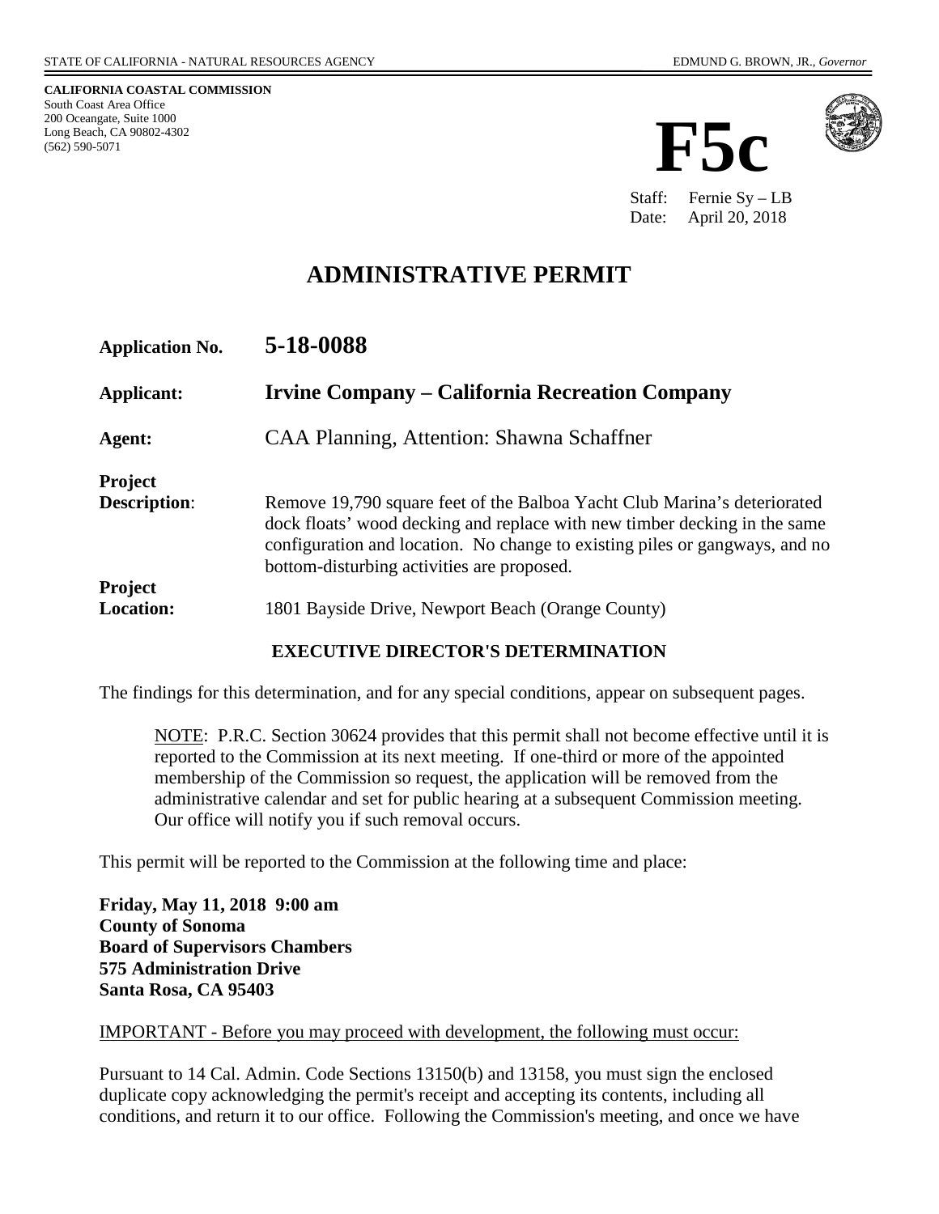STATE OF CALIFORNIA - NATURAL RESOURCES AGENCY EDMUND G. BROWN, JR., *Governor*

**CALIFORNIA COASTAL COMMISSION**
South Coast Area Office
200 Oceangate, Suite 1000
Long Beach, CA 90802-4302
(562) 590-5071

# F5c

Staff: Fernie Sy – LB
Date: April 20, 2018

# ADMINISTRATIVE PERMIT

**Application No.** **5-18-0088**

**Applicant:** **Irvine Company – California Recreation Company**

**Agent:** CAA Planning, Attention: Shawna Schaffner

**Project Description:** Remove 19,790 square feet of the Balboa Yacht Club Marina's deteriorated dock floats' wood decking and replace with new timber decking in the same configuration and location. No change to existing piles or gangways, and no bottom-disturbing activities are proposed.

**Project Location:** 1801 Bayside Drive, Newport Beach (Orange County)

**EXECUTIVE DIRECTOR'S DETERMINATION**

The findings for this determination, and for any special conditions, appear on subsequent pages.

> NOTE: P.R.C. Section 30624 provides that this permit shall not become effective until it is reported to the Commission at its next meeting. If one-third or more of the appointed membership of the Commission so request, the application will be removed from the administrative calendar and set for public hearing at a subsequent Commission meeting. Our office will notify you if such removal occurs.

This permit will be reported to the Commission at the following time and place:

**Friday, May 11, 2018 9:00 am**
**County of Sonoma**
**Board of Supervisors Chambers**
**575 Administration Drive**
**Santa Rosa, CA 95403**

IMPORTANT - Before you may proceed with development, the following must occur:

Pursuant to 14 Cal. Admin. Code Sections 13150(b) and 13158, you must sign the enclosed duplicate copy acknowledging the permit's receipt and accepting its contents, including all conditions, and return it to our office. Following the Commission's meeting, and once we have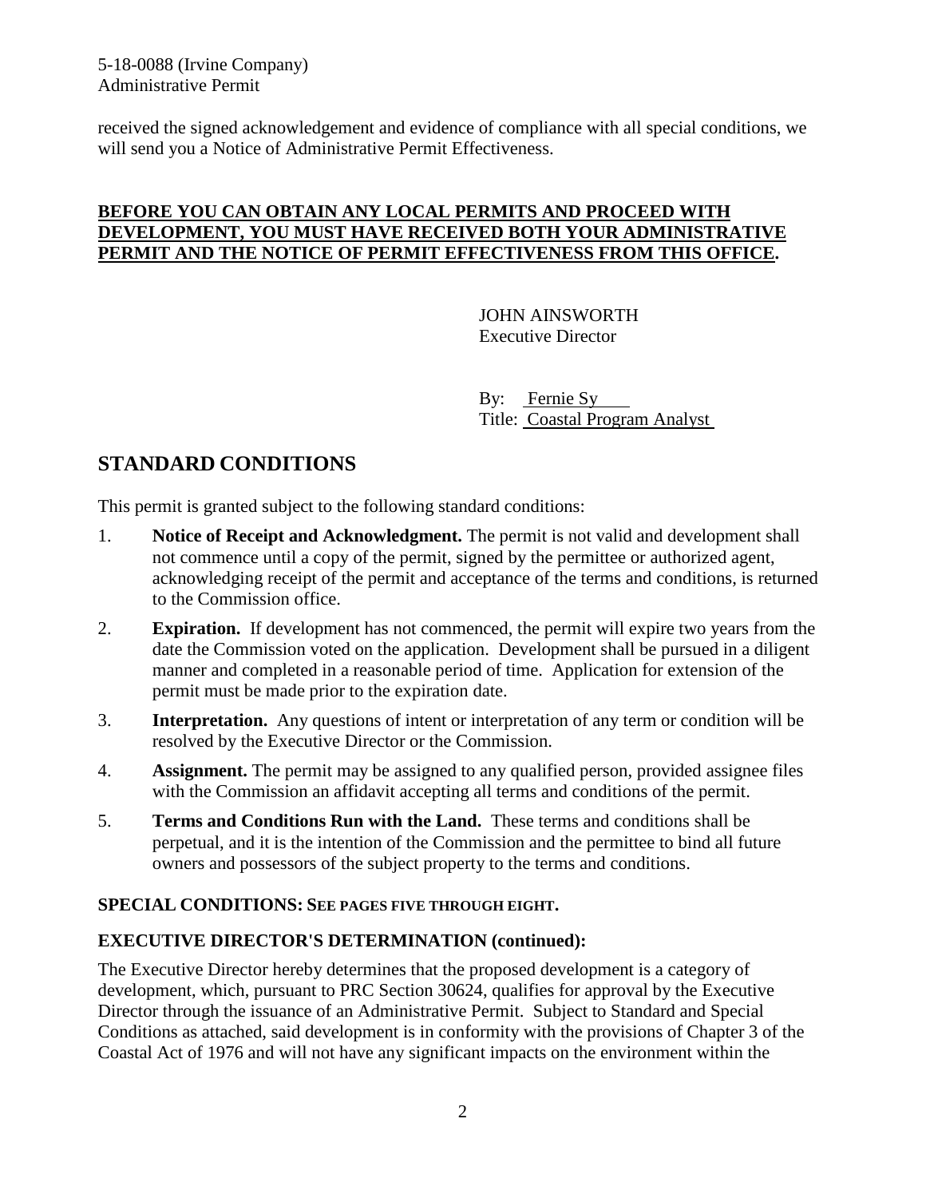received the signed acknowledgement and evidence of compliance with all special conditions, we will send you a Notice of Administrative Permit Effectiveness.

**BEFORE YOU CAN OBTAIN ANY LOCAL PERMITS AND PROCEED WITH DEVELOPMENT, YOU MUST HAVE RECEIVED BOTH YOUR ADMINISTRATIVE PERMIT AND THE NOTICE OF PERMIT EFFECTIVENESS FROM THIS OFFICE.**

JOHN AINSWORTH
Executive Director

By: Fernie Sy
Title: Coastal Program Analyst

## STANDARD CONDITIONS

This permit is granted subject to the following standard conditions:

1. **Notice of Receipt and Acknowledgment.** The permit is not valid and development shall not commence until a copy of the permit, signed by the permittee or authorized agent, acknowledging receipt of the permit and acceptance of the terms and conditions, is returned to the Commission office.
2. **Expiration.** If development has not commenced, the permit will expire two years from the date the Commission voted on the application. Development shall be pursued in a diligent manner and completed in a reasonable period of time. Application for extension of the permit must be made prior to the expiration date.
3. **Interpretation.** Any questions of intent or interpretation of any term or condition will be resolved by the Executive Director or the Commission.
4. **Assignment.** The permit may be assigned to any qualified person, provided assignee files with the Commission an affidavit accepting all terms and conditions of the permit.
5. **Terms and Conditions Run with the Land.** These terms and conditions shall be perpetual, and it is the intention of the Commission and the permittee to bind all future owners and possessors of the subject property to the terms and conditions.

**SPECIAL CONDITIONS: SEE PAGES FIVE THROUGH EIGHT.**

**EXECUTIVE DIRECTOR'S DETERMINATION (continued):**

The Executive Director hereby determines that the proposed development is a category of development, which, pursuant to PRC Section 30624, qualifies for approval by the Executive Director through the issuance of an Administrative Permit. Subject to Standard and Special Conditions as attached, said development is in conformity with the provisions of Chapter 3 of the Coastal Act of 1976 and will not have any significant impacts on the environment within the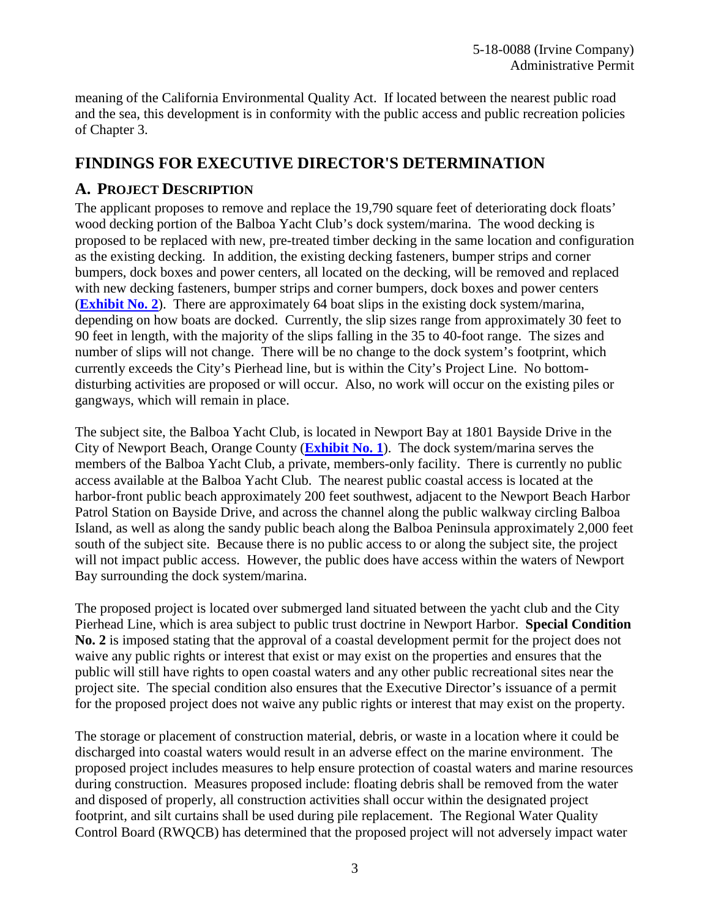meaning of the California Environmental Quality Act. If located between the nearest public road and the sea, this development is in conformity with the public access and public recreation policies of Chapter 3.

## FINDINGS FOR EXECUTIVE DIRECTOR'S DETERMINATION

### A. PROJECT DESCRIPTION

The applicant proposes to remove and replace the 19,790 square feet of deteriorating dock floats' wood decking portion of the Balboa Yacht Club's dock system/marina. The wood decking is proposed to be replaced with new, pre-treated timber decking in the same location and configuration as the existing decking. In addition, the existing decking fasteners, bumper strips and corner bumpers, dock boxes and power centers, all located on the decking, will be removed and replaced with new decking fasteners, bumper strips and corner bumpers, dock boxes and power centers (**Exhibit No. 2**). There are approximately 64 boat slips in the existing dock system/marina, depending on how boats are docked. Currently, the slip sizes range from approximately 30 feet to 90 feet in length, with the majority of the slips falling in the 35 to 40-foot range. The sizes and number of slips will not change. There will be no change to the dock system's footprint, which currently exceeds the City's Pierhead line, but is within the City's Project Line. No bottom-disturbing activities are proposed or will occur. Also, no work will occur on the existing piles or gangways, which will remain in place.

The subject site, the Balboa Yacht Club, is located in Newport Bay at 1801 Bayside Drive in the City of Newport Beach, Orange County (**Exhibit No. 1**). The dock system/marina serves the members of the Balboa Yacht Club, a private, members-only facility. There is currently no public access available at the Balboa Yacht Club. The nearest public coastal access is located at the harbor-front public beach approximately 200 feet southwest, adjacent to the Newport Beach Harbor Patrol Station on Bayside Drive, and across the channel along the public walkway circling Balboa Island, as well as along the sandy public beach along the Balboa Peninsula approximately 2,000 feet south of the subject site. Because there is no public access to or along the subject site, the project will not impact public access. However, the public does have access within the waters of Newport Bay surrounding the dock system/marina.

The proposed project is located over submerged land situated between the yacht club and the City Pierhead Line, which is area subject to public trust doctrine in Newport Harbor. **Special Condition No. 2** is imposed stating that the approval of a coastal development permit for the project does not waive any public rights or interest that exist or may exist on the properties and ensures that the public will still have rights to open coastal waters and any other public recreational sites near the project site. The special condition also ensures that the Executive Director's issuance of a permit for the proposed project does not waive any public rights or interest that may exist on the property.

The storage or placement of construction material, debris, or waste in a location where it could be discharged into coastal waters would result in an adverse effect on the marine environment. The proposed project includes measures to help ensure protection of coastal waters and marine resources during construction. Measures proposed include: floating debris shall be removed from the water and disposed of properly, all construction activities shall occur within the designated project footprint, and silt curtains shall be used during pile replacement. The Regional Water Quality Control Board (RWQCB) has determined that the proposed project will not adversely impact water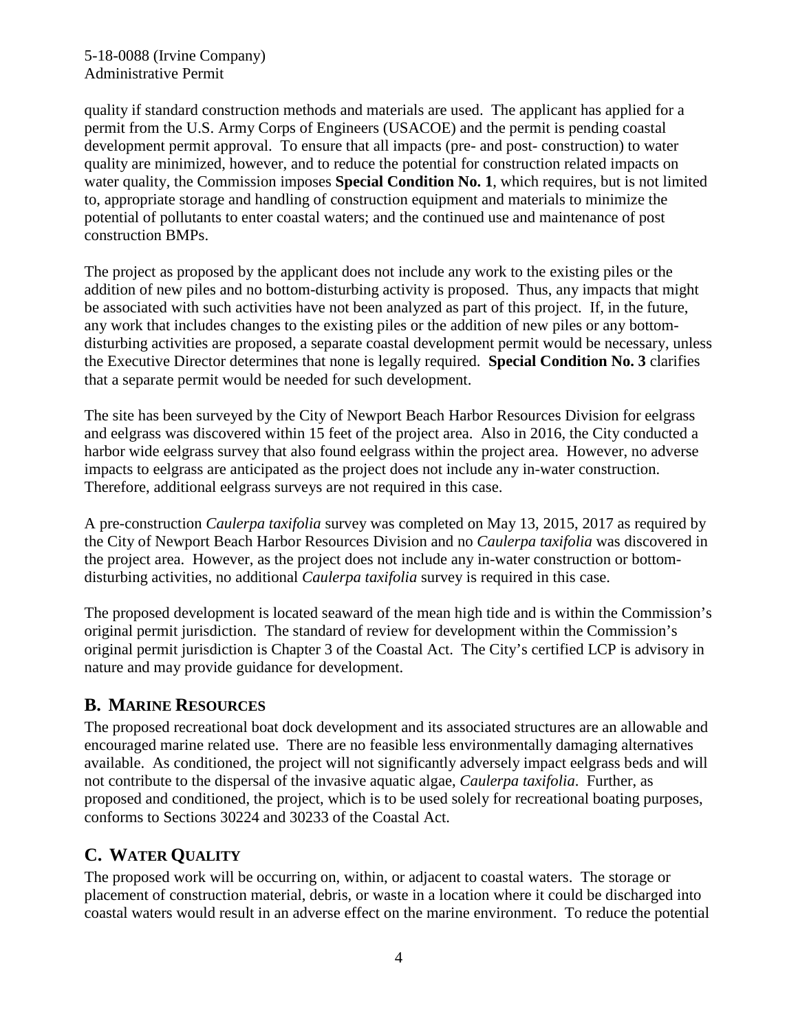quality if standard construction methods and materials are used. The applicant has applied for a permit from the U.S. Army Corps of Engineers (USACOE) and the permit is pending coastal development permit approval. To ensure that all impacts (pre- and post- construction) to water quality are minimized, however, and to reduce the potential for construction related impacts on water quality, the Commission imposes **Special Condition No. 1**, which requires, but is not limited to, appropriate storage and handling of construction equipment and materials to minimize the potential of pollutants to enter coastal waters; and the continued use and maintenance of post construction BMPs.

The project as proposed by the applicant does not include any work to the existing piles or the addition of new piles and no bottom-disturbing activity is proposed. Thus, any impacts that might be associated with such activities have not been analyzed as part of this project. If, in the future, any work that includes changes to the existing piles or the addition of new piles or any bottom-disturbing activities are proposed, a separate coastal development permit would be necessary, unless the Executive Director determines that none is legally required. **Special Condition No. 3** clarifies that a separate permit would be needed for such development.

The site has been surveyed by the City of Newport Beach Harbor Resources Division for eelgrass and eelgrass was discovered within 15 feet of the project area. Also in 2016, the City conducted a harbor wide eelgrass survey that also found eelgrass within the project area. However, no adverse impacts to eelgrass are anticipated as the project does not include any in-water construction. Therefore, additional eelgrass surveys are not required in this case.

A pre-construction *Caulerpa taxifolia* survey was completed on May 13, 2015, 2017 as required by the City of Newport Beach Harbor Resources Division and no *Caulerpa taxifolia* was discovered in the project area. However, as the project does not include any in-water construction or bottom-disturbing activities, no additional *Caulerpa taxifolia* survey is required in this case.

The proposed development is located seaward of the mean high tide and is within the Commission's original permit jurisdiction. The standard of review for development within the Commission's original permit jurisdiction is Chapter 3 of the Coastal Act. The City's certified LCP is advisory in nature and may provide guidance for development.

## B. MARINE RESOURCES

The proposed recreational boat dock development and its associated structures are an allowable and encouraged marine related use. There are no feasible less environmentally damaging alternatives available. As conditioned, the project will not significantly adversely impact eelgrass beds and will not contribute to the dispersal of the invasive aquatic algae, *Caulerpa taxifolia*. Further, as proposed and conditioned, the project, which is to be used solely for recreational boating purposes, conforms to Sections 30224 and 30233 of the Coastal Act.

## C. WATER QUALITY

The proposed work will be occurring on, within, or adjacent to coastal waters. The storage or placement of construction material, debris, or waste in a location where it could be discharged into coastal waters would result in an adverse effect on the marine environment. To reduce the potential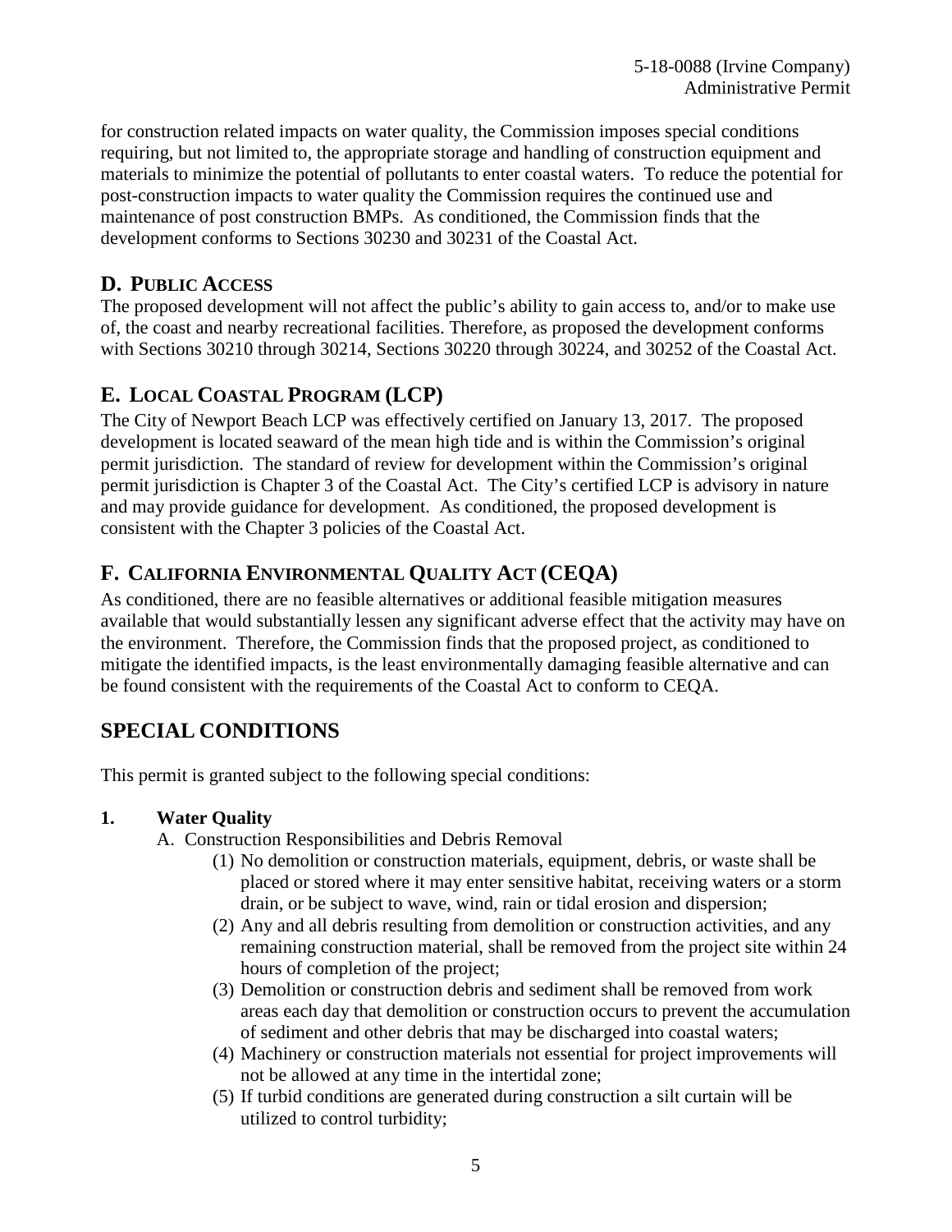for construction related impacts on water quality, the Commission imposes special conditions requiring, but not limited to, the appropriate storage and handling of construction equipment and materials to minimize the potential of pollutants to enter coastal waters. To reduce the potential for post-construction impacts to water quality the Commission requires the continued use and maintenance of post construction BMPs. As conditioned, the Commission finds that the development conforms to Sections 30230 and 30231 of the Coastal Act.

## D. Public Access

The proposed development will not affect the public's ability to gain access to, and/or to make use of, the coast and nearby recreational facilities. Therefore, as proposed the development conforms with Sections 30210 through 30214, Sections 30220 through 30224, and 30252 of the Coastal Act.

## E. Local Coastal Program (LCP)

The City of Newport Beach LCP was effectively certified on January 13, 2017. The proposed development is located seaward of the mean high tide and is within the Commission's original permit jurisdiction. The standard of review for development within the Commission's original permit jurisdiction is Chapter 3 of the Coastal Act. The City's certified LCP is advisory in nature and may provide guidance for development. As conditioned, the proposed development is consistent with the Chapter 3 policies of the Coastal Act.

## F. California Environmental Quality Act (CEQA)

As conditioned, there are no feasible alternatives or additional feasible mitigation measures available that would substantially lessen any significant adverse effect that the activity may have on the environment. Therefore, the Commission finds that the proposed project, as conditioned to mitigate the identified impacts, is the least environmentally damaging feasible alternative and can be found consistent with the requirements of the Coastal Act to conform to CEQA.

# SPECIAL CONDITIONS

This permit is granted subject to the following special conditions:

**1. Water Quality**

A. Construction Responsibilities and Debris Removal

(1) No demolition or construction materials, equipment, debris, or waste shall be placed or stored where it may enter sensitive habitat, receiving waters or a storm drain, or be subject to wave, wind, rain or tidal erosion and dispersion;

(2) Any and all debris resulting from demolition or construction activities, and any remaining construction material, shall be removed from the project site within 24 hours of completion of the project;

(3) Demolition or construction debris and sediment shall be removed from work areas each day that demolition or construction occurs to prevent the accumulation of sediment and other debris that may be discharged into coastal waters;

(4) Machinery or construction materials not essential for project improvements will not be allowed at any time in the intertidal zone;

(5) If turbid conditions are generated during construction a silt curtain will be utilized to control turbidity;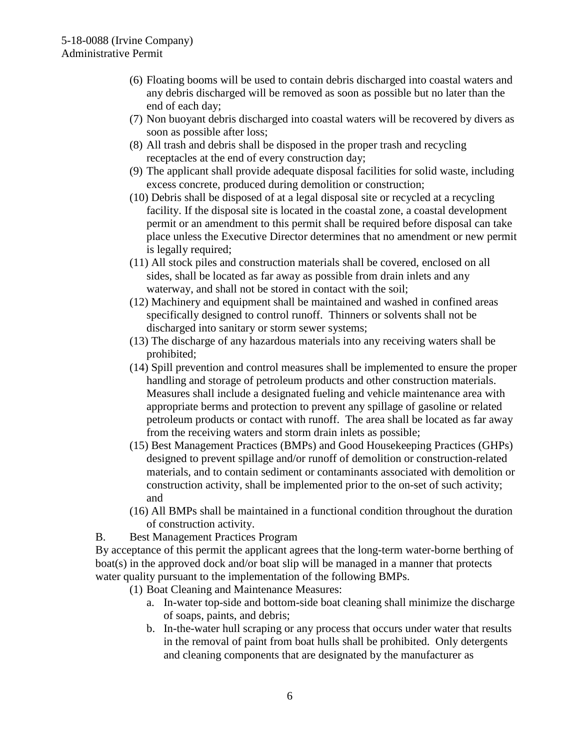(6) Floating booms will be used to contain debris discharged into coastal waters and any debris discharged will be removed as soon as possible but no later than the end of each day;

(7) Non buoyant debris discharged into coastal waters will be recovered by divers as soon as possible after loss;

(8) All trash and debris shall be disposed in the proper trash and recycling receptacles at the end of every construction day;

(9) The applicant shall provide adequate disposal facilities for solid waste, including excess concrete, produced during demolition or construction;

(10) Debris shall be disposed of at a legal disposal site or recycled at a recycling facility. If the disposal site is located in the coastal zone, a coastal development permit or an amendment to this permit shall be required before disposal can take place unless the Executive Director determines that no amendment or new permit is legally required;

(11) All stock piles and construction materials shall be covered, enclosed on all sides, shall be located as far away as possible from drain inlets and any waterway, and shall not be stored in contact with the soil;

(12) Machinery and equipment shall be maintained and washed in confined areas specifically designed to control runoff. Thinners or solvents shall not be discharged into sanitary or storm sewer systems;

(13) The discharge of any hazardous materials into any receiving waters shall be prohibited;

(14) Spill prevention and control measures shall be implemented to ensure the proper handling and storage of petroleum products and other construction materials. Measures shall include a designated fueling and vehicle maintenance area with appropriate berms and protection to prevent any spillage of gasoline or related petroleum products or contact with runoff. The area shall be located as far away from the receiving waters and storm drain inlets as possible;

(15) Best Management Practices (BMPs) and Good Housekeeping Practices (GHPs) designed to prevent spillage and/or runoff of demolition or construction-related materials, and to contain sediment or contaminants associated with demolition or construction activity, shall be implemented prior to the on-set of such activity; and

(16) All BMPs shall be maintained in a functional condition throughout the duration of construction activity.

B. Best Management Practices Program

By acceptance of this permit the applicant agrees that the long-term water-borne berthing of boat(s) in the approved dock and/or boat slip will be managed in a manner that protects water quality pursuant to the implementation of the following BMPs.

(1) Boat Cleaning and Maintenance Measures:

a. In-water top-side and bottom-side boat cleaning shall minimize the discharge of soaps, paints, and debris;

b. In-the-water hull scraping or any process that occurs under water that results in the removal of paint from boat hulls shall be prohibited. Only detergents and cleaning components that are designated by the manufacturer as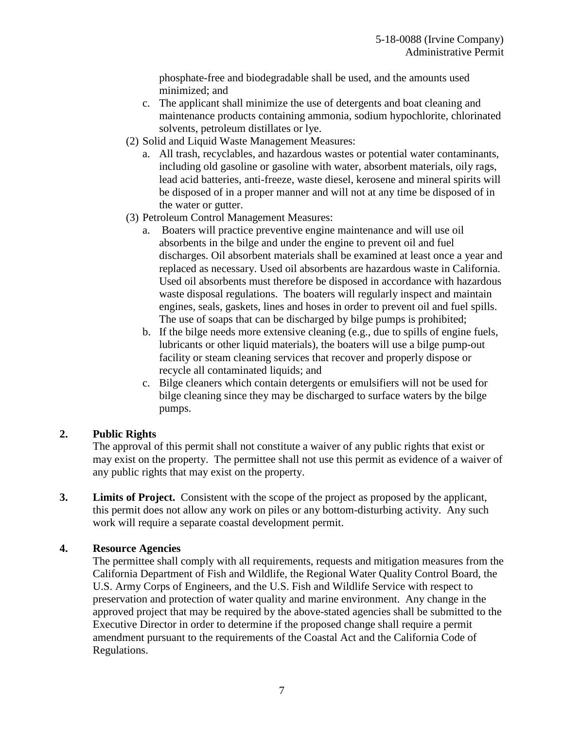phosphate-free and biodegradable shall be used, and the amounts used minimized; and

   c. The applicant shall minimize the use of detergents and boat cleaning and maintenance products containing ammonia, sodium hypochlorite, chlorinated solvents, petroleum distillates or lye.

(2) Solid and Liquid Waste Management Measures:

   a. All trash, recyclables, and hazardous wastes or potential water contaminants, including old gasoline or gasoline with water, absorbent materials, oily rags, lead acid batteries, anti-freeze, waste diesel, kerosene and mineral spirits will be disposed of in a proper manner and will not at any time be disposed of in the water or gutter.

(3) Petroleum Control Management Measures:

   a. Boaters will practice preventive engine maintenance and will use oil absorbents in the bilge and under the engine to prevent oil and fuel discharges. Oil absorbent materials shall be examined at least once a year and replaced as necessary. Used oil absorbents are hazardous waste in California. Used oil absorbents must therefore be disposed in accordance with hazardous waste disposal regulations. The boaters will regularly inspect and maintain engines, seals, gaskets, lines and hoses in order to prevent oil and fuel spills. The use of soaps that can be discharged by bilge pumps is prohibited;

   b. If the bilge needs more extensive cleaning (e.g., due to spills of engine fuels, lubricants or other liquid materials), the boaters will use a bilge pump-out facility or steam cleaning services that recover and properly dispose or recycle all contaminated liquids; and

   c. Bilge cleaners which contain detergents or emulsifiers will not be used for bilge cleaning since they may be discharged to surface waters by the bilge pumps.

**2. Public Rights**

The approval of this permit shall not constitute a waiver of any public rights that exist or may exist on the property. The permittee shall not use this permit as evidence of a waiver of any public rights that may exist on the property.

**3. Limits of Project.** Consistent with the scope of the project as proposed by the applicant, this permit does not allow any work on piles or any bottom-disturbing activity. Any such work will require a separate coastal development permit.

**4. Resource Agencies**

The permittee shall comply with all requirements, requests and mitigation measures from the California Department of Fish and Wildlife, the Regional Water Quality Control Board, the U.S. Army Corps of Engineers, and the U.S. Fish and Wildlife Service with respect to preservation and protection of water quality and marine environment. Any change in the approved project that may be required by the above-stated agencies shall be submitted to the Executive Director in order to determine if the proposed change shall require a permit amendment pursuant to the requirements of the Coastal Act and the California Code of Regulations.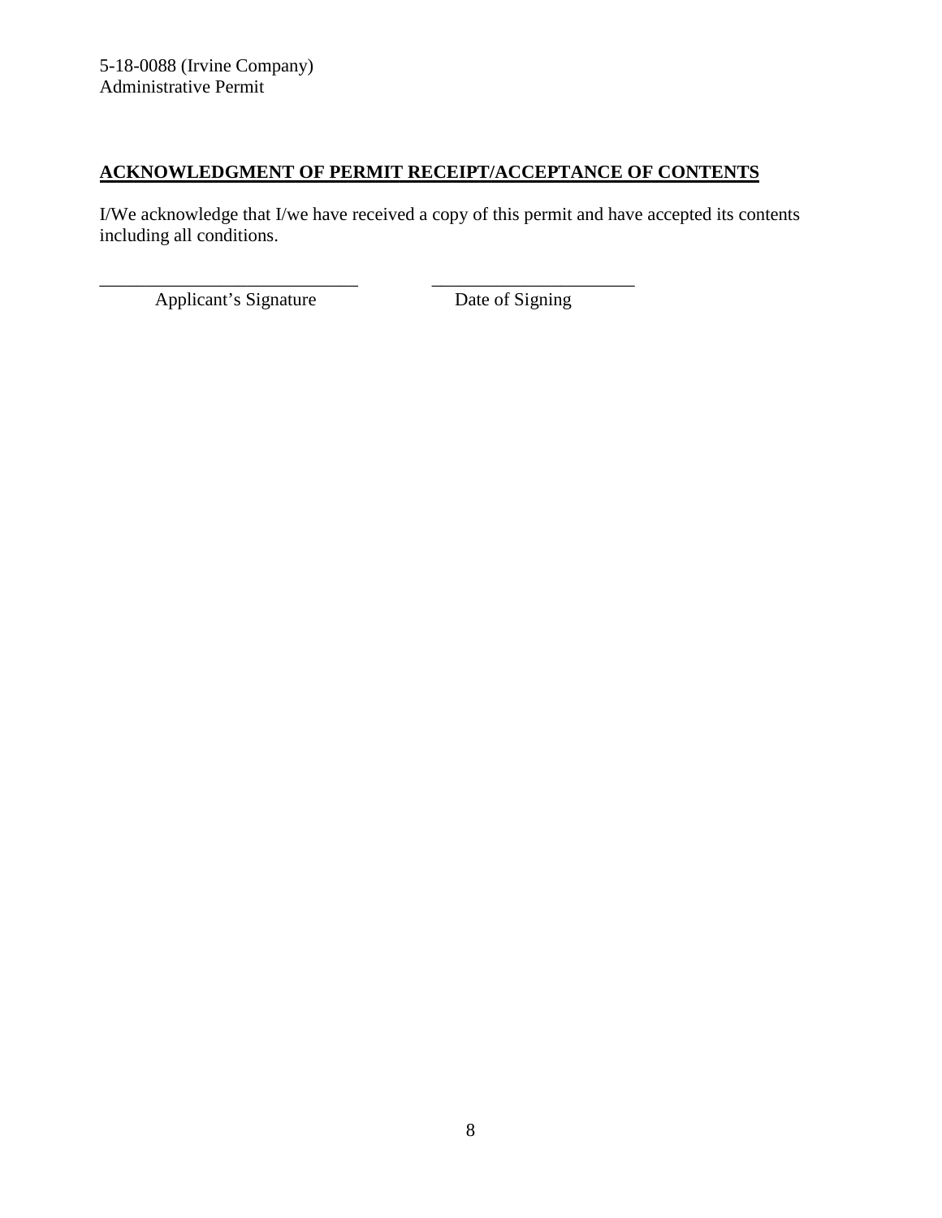## ACKNOWLEDGMENT OF PERMIT RECEIPT/ACCEPTANCE OF CONTENTS

I/We acknowledge that I/we have received a copy of this permit and have accepted its contents including all conditions.

_____________________________ Applicant's Signature

______________________ Date of Signing